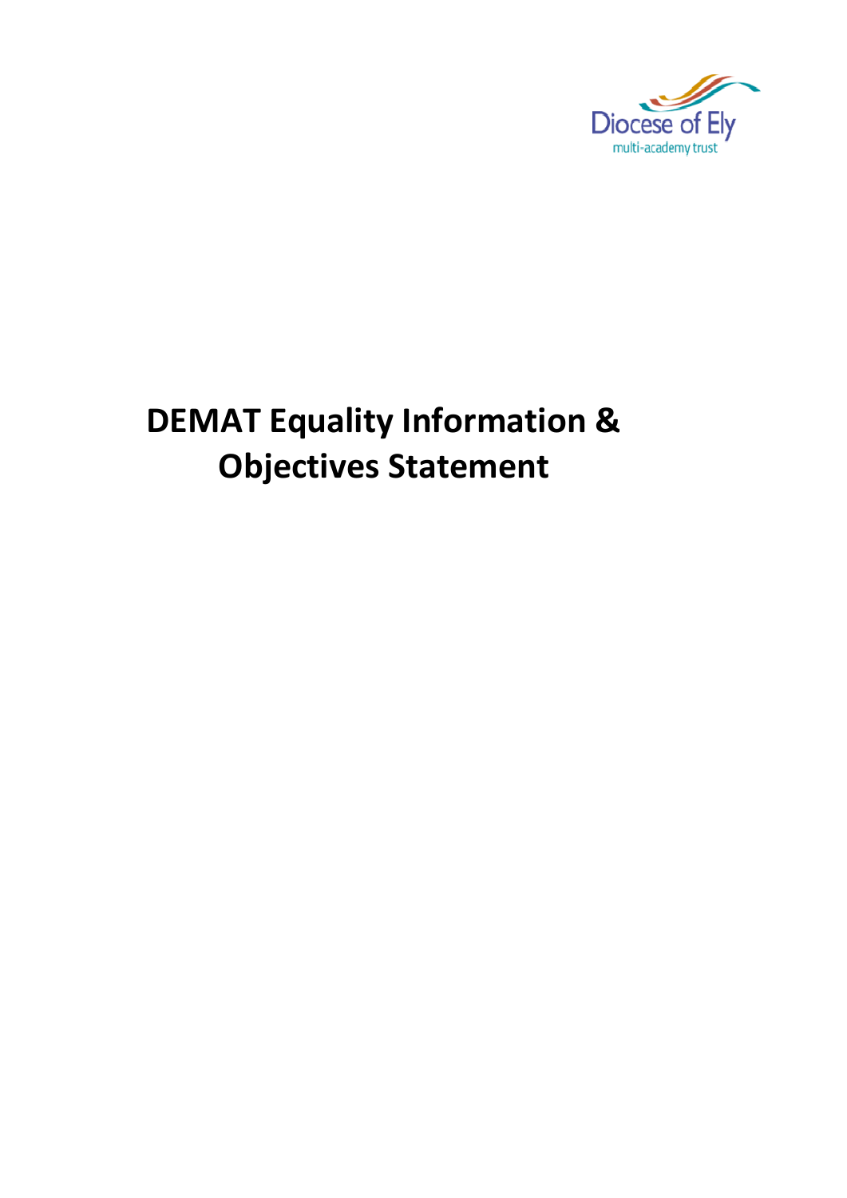Diocese of Ely
multi-academy trust

# DEMAT Equality Information & Objectives Statement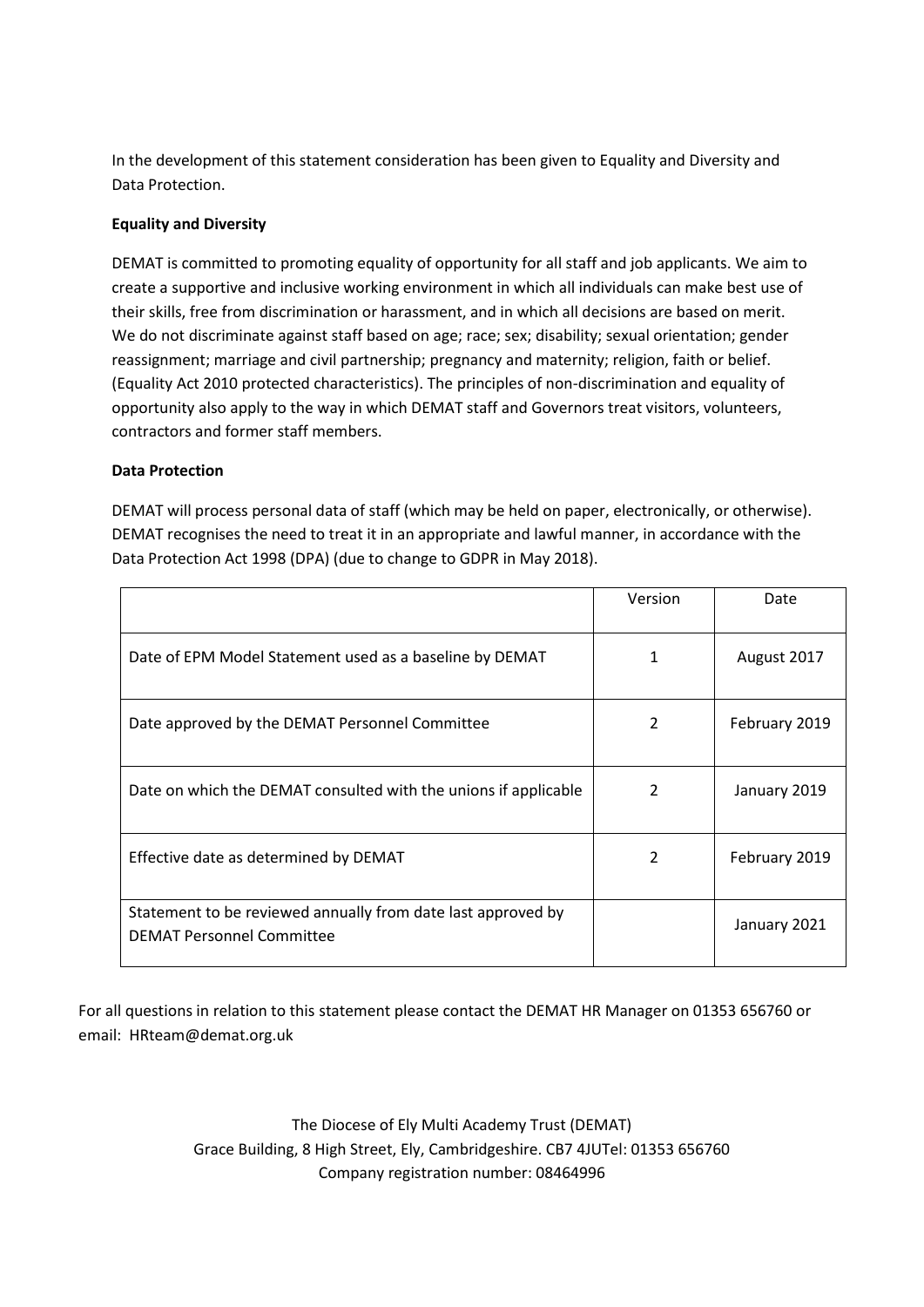In the development of this statement consideration has been given to Equality and Diversity and Data Protection.

**Equality and Diversity**

DEMAT is committed to promoting equality of opportunity for all staff and job applicants. We aim to create a supportive and inclusive working environment in which all individuals can make best use of their skills, free from discrimination or harassment, and in which all decisions are based on merit. We do not discriminate against staff based on age; race; sex; disability; sexual orientation; gender reassignment; marriage and civil partnership; pregnancy and maternity; religion, faith or belief. (Equality Act 2010 protected characteristics). The principles of non-discrimination and equality of opportunity also apply to the way in which DEMAT staff and Governors treat visitors, volunteers, contractors and former staff members.

**Data Protection**

DEMAT will process personal data of staff (which may be held on paper, electronically, or otherwise). DEMAT recognises the need to treat it in an appropriate and lawful manner, in accordance with the Data Protection Act 1998 (DPA) (due to change to GDPR in May 2018).

| | Version | Date |
|---|---|---|
| Date of EPM Model Statement used as a baseline by DEMAT | 1 | August 2017 |
| Date approved by the DEMAT Personnel Committee | 2 | February 2019 |
| Date on which the DEMAT consulted with the unions if applicable | 2 | January 2019 |
| Effective date as determined by DEMAT | 2 | February 2019 |
| Statement to be reviewed annually from date last approved by DEMAT Personnel Committee | | January 2021 |

For all questions in relation to this statement please contact the DEMAT HR Manager on 01353 656760 or email: HRteam@demat.org.uk

The Diocese of Ely Multi Academy Trust (DEMAT)
Grace Building, 8 High Street, Ely, Cambridgeshire. CB7 4JUTel: 01353 656760
Company registration number: 08464996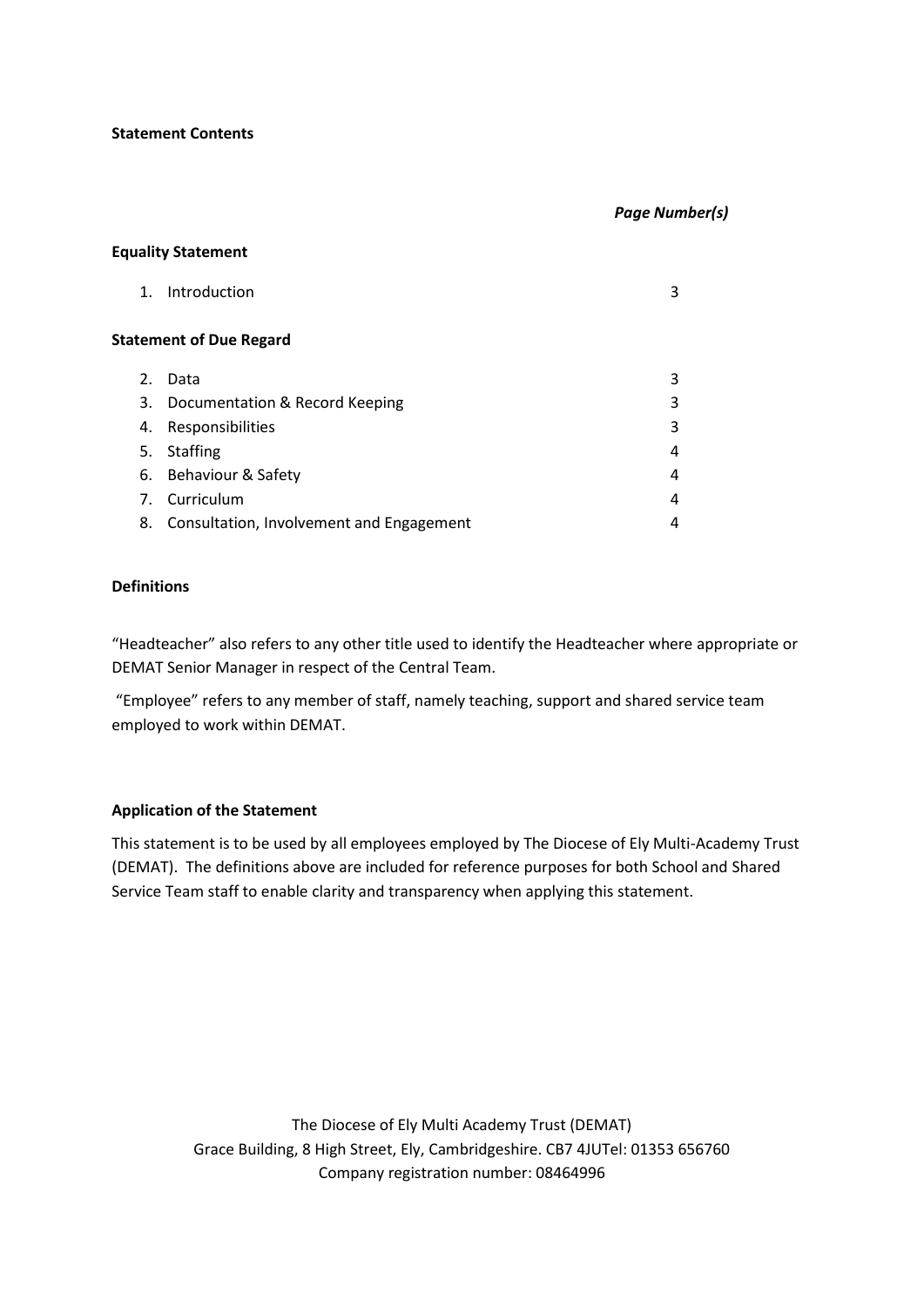**Statement Contents**

| | *Page Number(s)* |
|---|---|
| **Equality Statement** | |
| 1. Introduction | 3 |
| **Statement of Due Regard** | |
| 2. Data | 3 |
| 3. Documentation & Record Keeping | 3 |
| 4. Responsibilities | 3 |
| 5. Staffing | 4 |
| 6. Behaviour & Safety | 4 |
| 7. Curriculum | 4 |
| 8. Consultation, Involvement and Engagement | 4 |

**Definitions**

"Headteacher" also refers to any other title used to identify the Headteacher where appropriate or DEMAT Senior Manager in respect of the Central Team.

"Employee" refers to any member of staff, namely teaching, support and shared service team employed to work within DEMAT.

**Application of the Statement**

This statement is to be used by all employees employed by The Diocese of Ely Multi-Academy Trust (DEMAT). The definitions above are included for reference purposes for both School and Shared Service Team staff to enable clarity and transparency when applying this statement.

The Diocese of Ely Multi Academy Trust (DEMAT)
Grace Building, 8 High Street, Ely, Cambridgeshire. CB7 4JUTel: 01353 656760
Company registration number: 08464996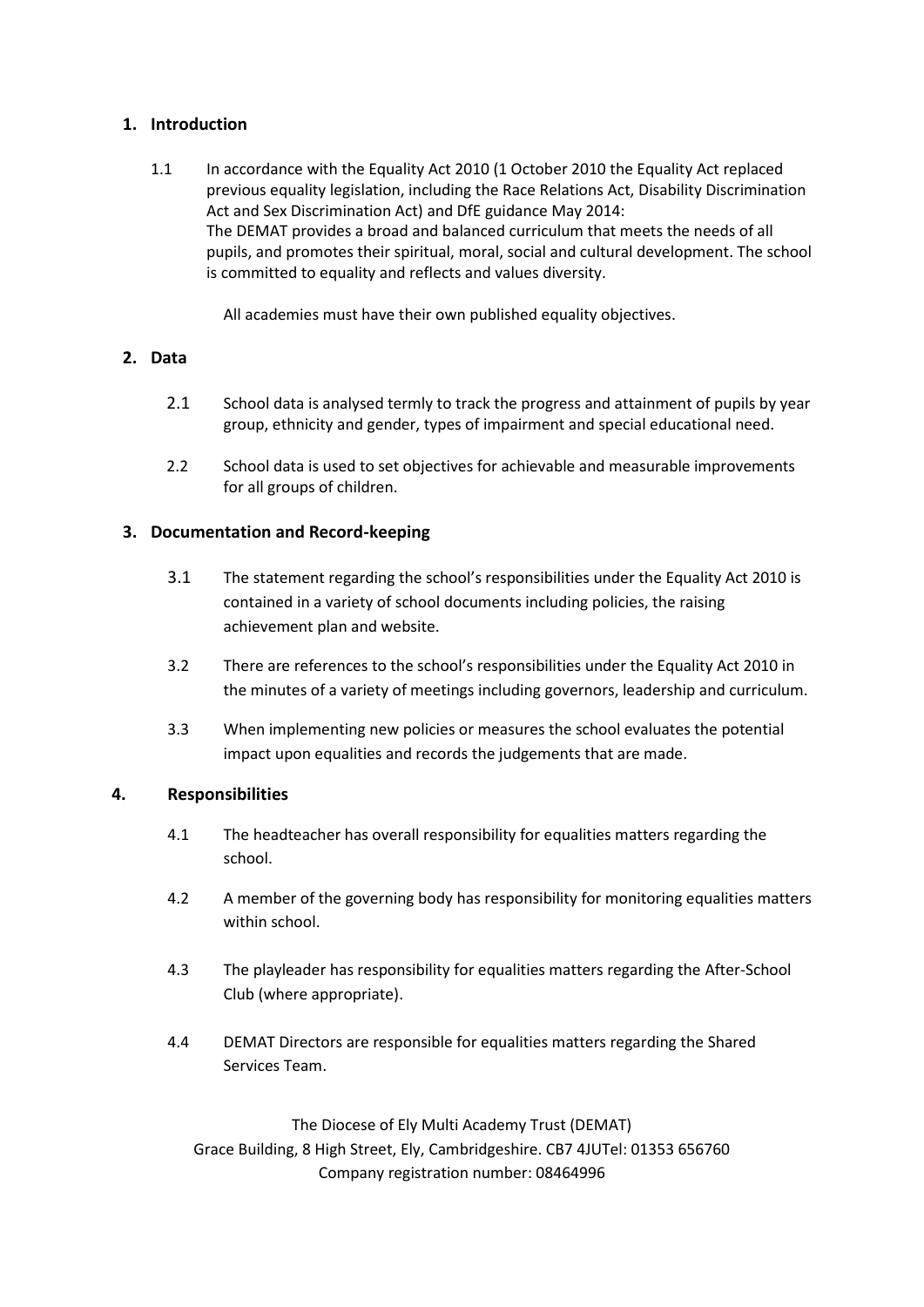## 1. Introduction

1.1 In accordance with the Equality Act 2010 (1 October 2010 the Equality Act replaced previous equality legislation, including the Race Relations Act, Disability Discrimination Act and Sex Discrimination Act) and DfE guidance May 2014:
The DEMAT provides a broad and balanced curriculum that meets the needs of all pupils, and promotes their spiritual, moral, social and cultural development. The school is committed to equality and reflects and values diversity.

All academies must have their own published equality objectives.

## 2. Data

2.1 School data is analysed termly to track the progress and attainment of pupils by year group, ethnicity and gender, types of impairment and special educational need.

2.2 School data is used to set objectives for achievable and measurable improvements for all groups of children.

## 3. Documentation and Record-keeping

3.1 The statement regarding the school's responsibilities under the Equality Act 2010 is contained in a variety of school documents including policies, the raising achievement plan and website.

3.2 There are references to the school's responsibilities under the Equality Act 2010 in the minutes of a variety of meetings including governors, leadership and curriculum.

3.3 When implementing new policies or measures the school evaluates the potential impact upon equalities and records the judgements that are made.

## 4. Responsibilities

4.1 The headteacher has overall responsibility for equalities matters regarding the school.

4.2 A member of the governing body has responsibility for monitoring equalities matters within school.

4.3 The playleader has responsibility for equalities matters regarding the After-School Club (where appropriate).

4.4 DEMAT Directors are responsible for equalities matters regarding the Shared Services Team.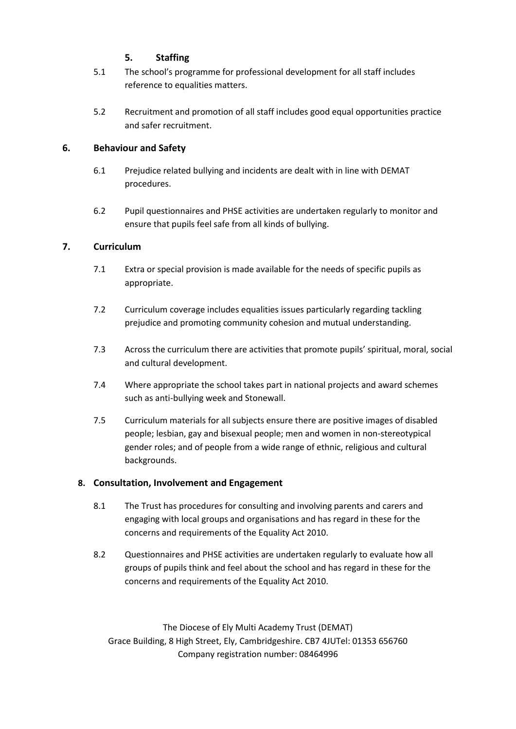## 5. Staffing

5.1 The school's programme for professional development for all staff includes reference to equalities matters.

5.2 Recruitment and promotion of all staff includes good equal opportunities practice and safer recruitment.

## 6. Behaviour and Safety

6.1 Prejudice related bullying and incidents are dealt with in line with DEMAT procedures.

6.2 Pupil questionnaires and PHSE activities are undertaken regularly to monitor and ensure that pupils feel safe from all kinds of bullying.

## 7. Curriculum

7.1 Extra or special provision is made available for the needs of specific pupils as appropriate.

7.2 Curriculum coverage includes equalities issues particularly regarding tackling prejudice and promoting community cohesion and mutual understanding.

7.3 Across the curriculum there are activities that promote pupils' spiritual, moral, social and cultural development.

7.4 Where appropriate the school takes part in national projects and award schemes such as anti-bullying week and Stonewall.

7.5 Curriculum materials for all subjects ensure there are positive images of disabled people; lesbian, gay and bisexual people; men and women in non-stereotypical gender roles; and of people from a wide range of ethnic, religious and cultural backgrounds.

## 8. Consultation, Involvement and Engagement

8.1 The Trust has procedures for consulting and involving parents and carers and engaging with local groups and organisations and has regard in these for the concerns and requirements of the Equality Act 2010.

8.2 Questionnaires and PHSE activities are undertaken regularly to evaluate how all groups of pupils think and feel about the school and has regard in these for the concerns and requirements of the Equality Act 2010.